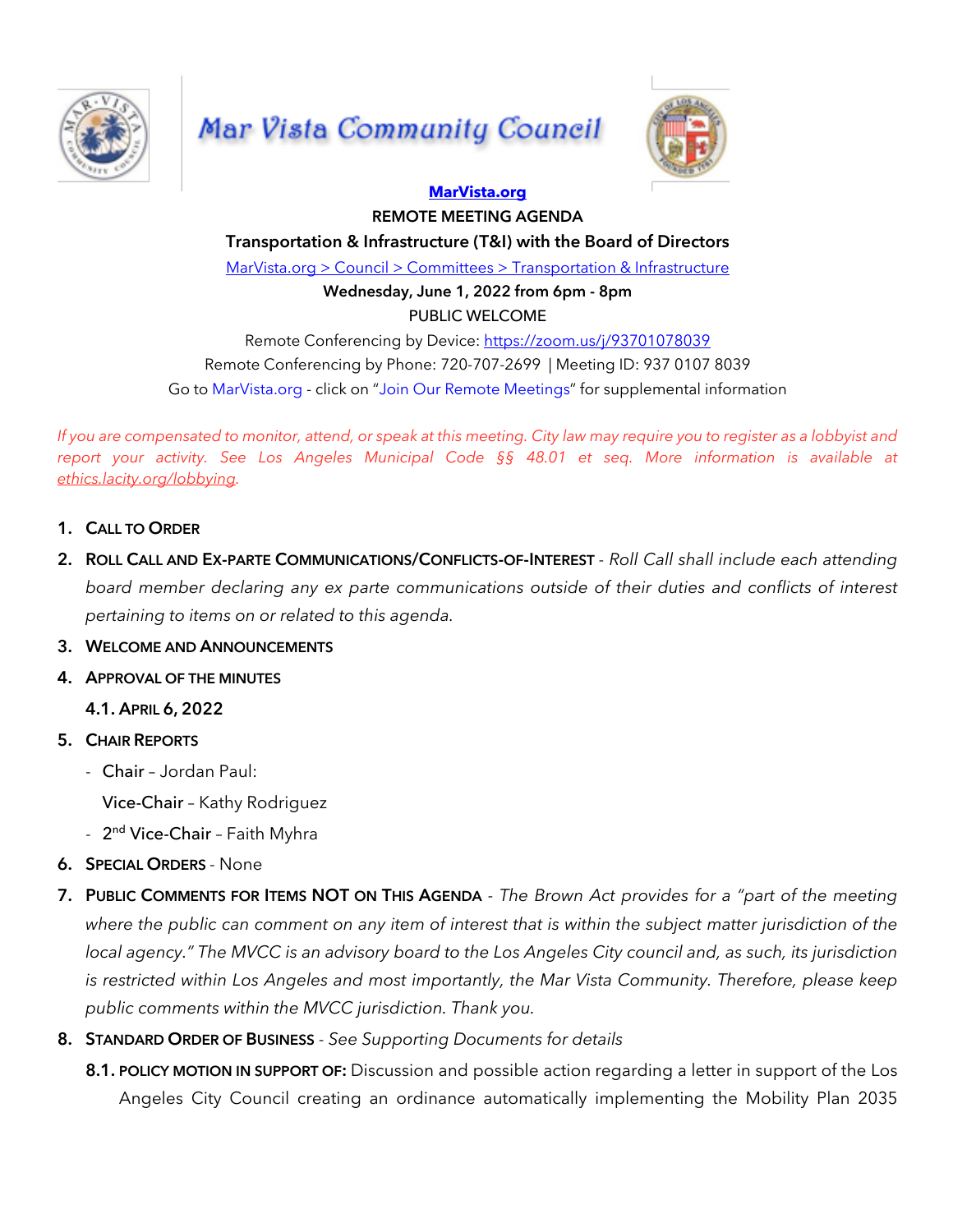# Mar Vista Community Council

**[MarVista.org](MarVista.org)**

**REMOTE MEETING AGENDA**

**Transportation & Infrastructure (T&I) with the Board of Directors**

MarVista.org > Council > Committees > Transportation & Infrastructure

**Wednesday, June 1, 2022 from 6pm - 8pm**

PUBLIC WELCOME

Remote Conferencing by Device: https://zoom.us/j/93701078039

Remote Conferencing by Phone: 720-707-2699 | Meeting ID: 937 0107 8039

Go to MarVista.org - click on "Join Our Remote Meetings" for supplemental information

*If you are compensated to monitor, attend, or speak at this meeting. City law may require you to register as a lobbyist and report your activity. See Los Angeles Municipal Code §§ 48.01 et seq. More information is available at ethics.lacity.org/lobbying.*

1. **CALL TO ORDER**
2. **ROLL CALL AND EX-PARTE COMMUNICATIONS/CONFLICTS-OF-INTEREST** - *Roll Call shall include each attending board member declaring any ex parte communications outside of their duties and conflicts of interest pertaining to items on or related to this agenda.*
3. **WELCOME AND ANNOUNCEMENTS**
4. **APPROVAL OF THE MINUTES**

   **4.1. APRIL 6, 2022**
5. **CHAIR REPORTS**
   - **Chair** – Jordan Paul:

     **Vice-Chair** – Kathy Rodriguez
   - **2nd Vice-Chair** – Faith Myhra
6. **SPECIAL ORDERS** - None
7. **PUBLIC COMMENTS FOR ITEMS NOT ON THIS AGENDA** - *The Brown Act provides for a "part of the meeting where the public can comment on any item of interest that is within the subject matter jurisdiction of the local agency." The MVCC is an advisory board to the Los Angeles City council and, as such, its jurisdiction is restricted within Los Angeles and most importantly, the Mar Vista Community. Therefore, please keep public comments within the MVCC jurisdiction. Thank you.*
8. **STANDARD ORDER OF BUSINESS** - *See Supporting Documents for details*

   **8.1. POLICY MOTION IN SUPPORT OF:** Discussion and possible action regarding a letter in support of the Los Angeles City Council creating an ordinance automatically implementing the Mobility Plan 2035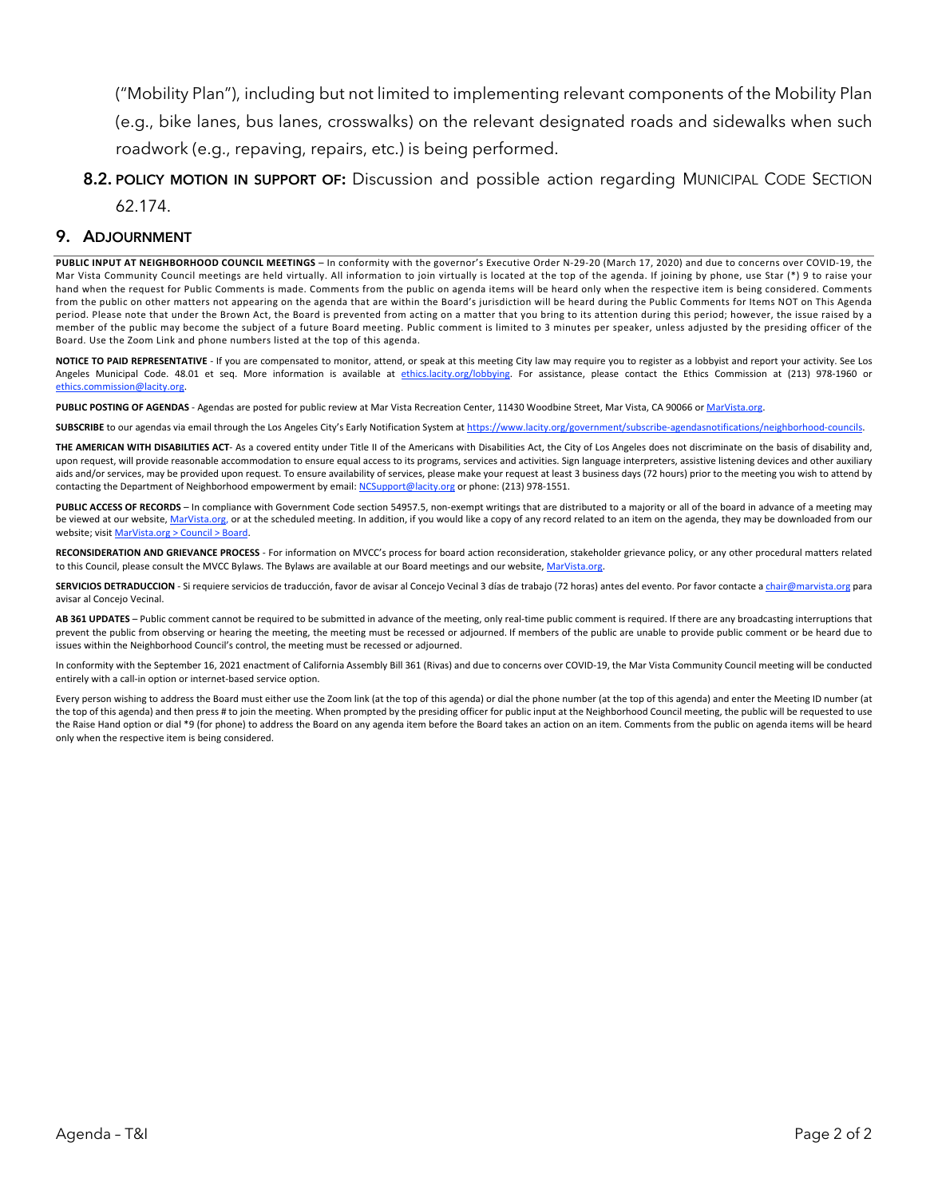("Mobility Plan"), including but not limited to implementing relevant components of the Mobility Plan (e.g., bike lanes, bus lanes, crosswalks) on the relevant designated roads and sidewalks when such roadwork (e.g., repaving, repairs, etc.) is being performed.

**8.2. POLICY MOTION IN SUPPORT OF:** Discussion and possible action regarding MUNICIPAL CODE SECTION 62.174.

## 9. ADJOURNMENT

**PUBLIC INPUT AT NEIGHBORHOOD COUNCIL MEETINGS** – In conformity with the governor's Executive Order N-29-20 (March 17, 2020) and due to concerns over COVID-19, the Mar Vista Community Council meetings are held virtually. All information to join virtually is located at the top of the agenda. If joining by phone, use Star (*) 9 to raise your hand when the request for Public Comments is made. Comments from the public on agenda items will be heard only when the respective item is being considered. Comments from the public on other matters not appearing on the agenda that are within the Board's jurisdiction will be heard during the Public Comments for Items NOT on This Agenda period. Please note that under the Brown Act, the Board is prevented from acting on a matter that you bring to its attention during this period; however, the issue raised by a member of the public may become the subject of a future Board meeting. Public comment is limited to 3 minutes per speaker, unless adjusted by the presiding officer of the Board. Use the Zoom Link and phone numbers listed at the top of this agenda.

**NOTICE TO PAID REPRESENTATIVE** - If you are compensated to monitor, attend, or speak at this meeting City law may require you to register as a lobbyist and report your activity. See Los Angeles Municipal Code. 48.01 et seq. More information is available at ethics.lacity.org/lobbying. For assistance, please contact the Ethics Commission at (213) 978-1960 or ethics.commission@lacity.org.

**PUBLIC POSTING OF AGENDAS** - Agendas are posted for public review at Mar Vista Recreation Center, 11430 Woodbine Street, Mar Vista, CA 90066 or MarVista.org.

**SUBSCRIBE** to our agendas via email through the Los Angeles City's Early Notification System at https://www.lacity.org/government/subscribe-agendasnotifications/neighborhood-councils.

**THE AMERICAN WITH DISABILITIES ACT**- As a covered entity under Title II of the Americans with Disabilities Act, the City of Los Angeles does not discriminate on the basis of disability and, upon request, will provide reasonable accommodation to ensure equal access to its programs, services and activities. Sign language interpreters, assistive listening devices and other auxiliary aids and/or services, may be provided upon request. To ensure availability of services, please make your request at least 3 business days (72 hours) prior to the meeting you wish to attend by contacting the Department of Neighborhood empowerment by email: NCSupport@lacity.org or phone: (213) 978-1551.

**PUBLIC ACCESS OF RECORDS** – In compliance with Government Code section 54957.5, non-exempt writings that are distributed to a majority or all of the board in advance of a meeting may be viewed at our website, MarVista.org, or at the scheduled meeting. In addition, if you would like a copy of any record related to an item on the agenda, they may be downloaded from our website; visit MarVista.org > Council > Board.

**RECONSIDERATION AND GRIEVANCE PROCESS** - For information on MVCC's process for board action reconsideration, stakeholder grievance policy, or any other procedural matters related to this Council, please consult the MVCC Bylaws. The Bylaws are available at our Board meetings and our website, MarVista.org.

**SERVICIOS DETRADUCCION** - Si requiere servicios de traducción, favor de avisar al Concejo Vecinal 3 días de trabajo (72 horas) antes del evento. Por favor contacte a chair@marvista.org para avisar al Concejo Vecinal.

**AB 361 UPDATES** – Public comment cannot be required to be submitted in advance of the meeting, only real-time public comment is required. If there are any broadcasting interruptions that prevent the public from observing or hearing the meeting, the meeting must be recessed or adjourned. If members of the public are unable to provide public comment or be heard due to issues within the Neighborhood Council's control, the meeting must be recessed or adjourned.

In conformity with the September 16, 2021 enactment of California Assembly Bill 361 (Rivas) and due to concerns over COVID-19, the Mar Vista Community Council meeting will be conducted entirely with a call-in option or internet-based service option.

Every person wishing to address the Board must either use the Zoom link (at the top of this agenda) or dial the phone number (at the top of this agenda) and enter the Meeting ID number (at the top of this agenda) and then press # to join the meeting. When prompted by the presiding officer for public input at the Neighborhood Council meeting, the public will be requested to use the Raise Hand option or dial *9 (for phone) to address the Board on any agenda item before the Board takes an action on an item. Comments from the public on agenda items will be heard only when the respective item is being considered.